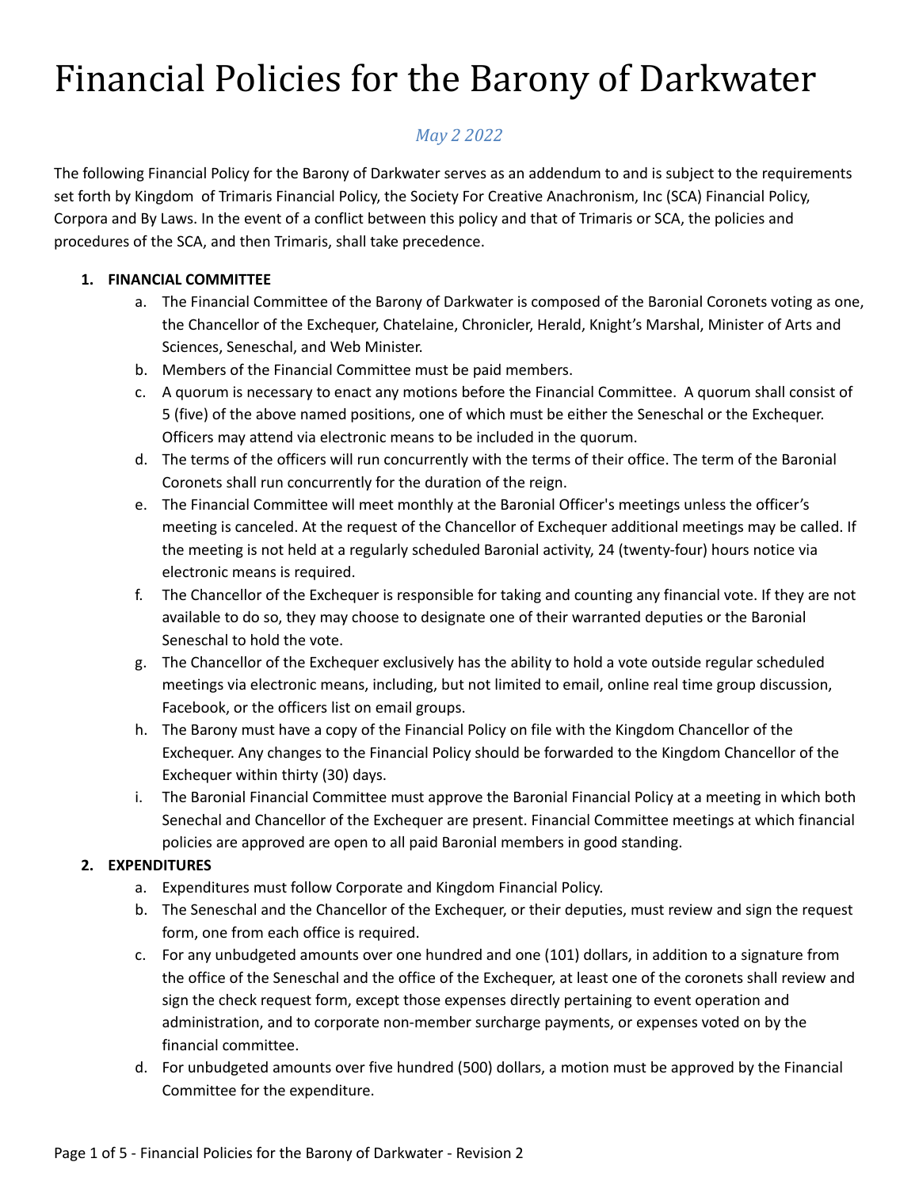# Financial Policies for the Barony of Darkwater

*May 2 2022*

The following Financial Policy for the Barony of Darkwater serves as an addendum to and is subject to the requirements set forth by Kingdom of Trimaris Financial Policy, the Society For Creative Anachronism, Inc (SCA) Financial Policy, Corpora and By Laws. In the event of a conflict between this policy and that of Trimaris or SCA, the policies and procedures of the SCA, and then Trimaris, shall take precedence.

1. **FINANCIAL COMMITTEE**
   a. The Financial Committee of the Barony of Darkwater is composed of the Baronial Coronets voting as one, the Chancellor of the Exchequer, Chatelaine, Chronicler, Herald, Knight's Marshal, Minister of Arts and Sciences, Seneschal, and Web Minister.
   b. Members of the Financial Committee must be paid members.
   c. A quorum is necessary to enact any motions before the Financial Committee. A quorum shall consist of 5 (five) of the above named positions, one of which must be either the Seneschal or the Exchequer. Officers may attend via electronic means to be included in the quorum.
   d. The terms of the officers will run concurrently with the terms of their office. The term of the Baronial Coronets shall run concurrently for the duration of the reign.
   e. The Financial Committee will meet monthly at the Baronial Officer's meetings unless the officer's meeting is canceled. At the request of the Chancellor of Exchequer additional meetings may be called. If the meeting is not held at a regularly scheduled Baronial activity, 24 (twenty-four) hours notice via electronic means is required.
   f. The Chancellor of the Exchequer is responsible for taking and counting any financial vote. If they are not available to do so, they may choose to designate one of their warranted deputies or the Baronial Seneschal to hold the vote.
   g. The Chancellor of the Exchequer exclusively has the ability to hold a vote outside regular scheduled meetings via electronic means, including, but not limited to email, online real time group discussion, Facebook, or the officers list on email groups.
   h. The Barony must have a copy of the Financial Policy on file with the Kingdom Chancellor of the Exchequer. Any changes to the Financial Policy should be forwarded to the Kingdom Chancellor of the Exchequer within thirty (30) days.
   i. The Baronial Financial Committee must approve the Baronial Financial Policy at a meeting in which both Senechal and Chancellor of the Exchequer are present. Financial Committee meetings at which financial policies are approved are open to all paid Baronial members in good standing.
2. **EXPENDITURES**
   a. Expenditures must follow Corporate and Kingdom Financial Policy.
   b. The Seneschal and the Chancellor of the Exchequer, or their deputies, must review and sign the request form, one from each office is required.
   c. For any unbudgeted amounts over one hundred and one (101) dollars, in addition to a signature from the office of the Seneschal and the office of the Exchequer, at least one of the coronets shall review and sign the check request form, except those expenses directly pertaining to event operation and administration, and to corporate non-member surcharge payments, or expenses voted on by the financial committee.
   d. For unbudgeted amounts over five hundred (500) dollars, a motion must be approved by the Financial Committee for the expenditure.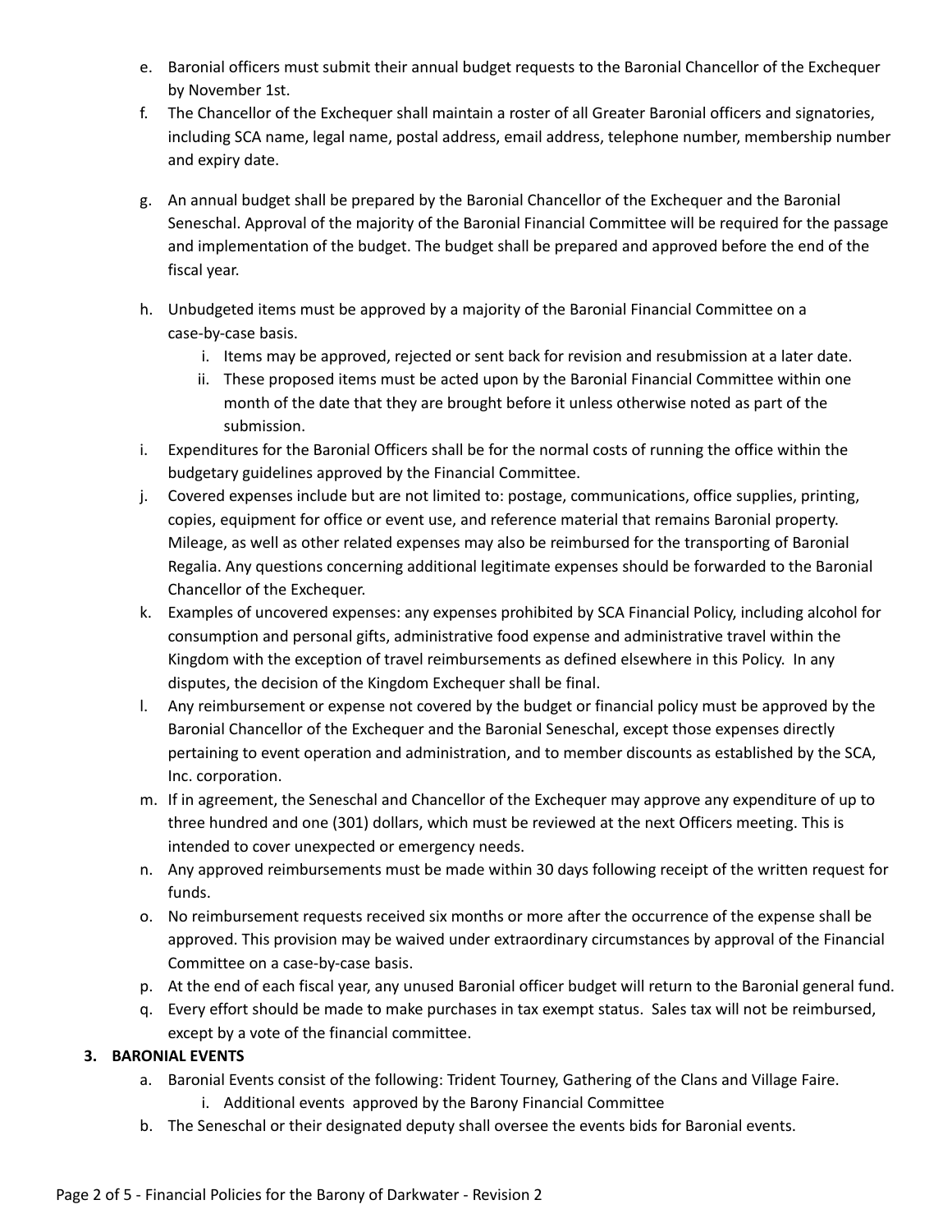e. Baronial officers must submit their annual budget requests to the Baronial Chancellor of the Exchequer by November 1st.

f. The Chancellor of the Exchequer shall maintain a roster of all Greater Baronial officers and signatories, including SCA name, legal name, postal address, email address, telephone number, membership number and expiry date.

g. An annual budget shall be prepared by the Baronial Chancellor of the Exchequer and the Baronial Seneschal. Approval of the majority of the Baronial Financial Committee will be required for the passage and implementation of the budget. The budget shall be prepared and approved before the end of the fiscal year.

h. Unbudgeted items must be approved by a majority of the Baronial Financial Committee on a case-by-case basis.
   - i. Items may be approved, rejected or sent back for revision and resubmission at a later date.
   - ii. These proposed items must be acted upon by the Baronial Financial Committee within one month of the date that they are brought before it unless otherwise noted as part of the submission.

i. Expenditures for the Baronial Officers shall be for the normal costs of running the office within the budgetary guidelines approved by the Financial Committee.

j. Covered expenses include but are not limited to: postage, communications, office supplies, printing, copies, equipment for office or event use, and reference material that remains Baronial property. Mileage, as well as other related expenses may also be reimbursed for the transporting of Baronial Regalia. Any questions concerning additional legitimate expenses should be forwarded to the Baronial Chancellor of the Exchequer.

k. Examples of uncovered expenses: any expenses prohibited by SCA Financial Policy, including alcohol for consumption and personal gifts, administrative food expense and administrative travel within the Kingdom with the exception of travel reimbursements as defined elsewhere in this Policy. In any disputes, the decision of the Kingdom Exchequer shall be final.

l. Any reimbursement or expense not covered by the budget or financial policy must be approved by the Baronial Chancellor of the Exchequer and the Baronial Seneschal, except those expenses directly pertaining to event operation and administration, and to member discounts as established by the SCA, Inc. corporation.

m. If in agreement, the Seneschal and Chancellor of the Exchequer may approve any expenditure of up to three hundred and one (301) dollars, which must be reviewed at the next Officers meeting. This is intended to cover unexpected or emergency needs.

n. Any approved reimbursements must be made within 30 days following receipt of the written request for funds.

o. No reimbursement requests received six months or more after the occurrence of the expense shall be approved. This provision may be waived under extraordinary circumstances by approval of the Financial Committee on a case-by-case basis.

p. At the end of each fiscal year, any unused Baronial officer budget will return to the Baronial general fund.

q. Every effort should be made to make purchases in tax exempt status. Sales tax will not be reimbursed, except by a vote of the financial committee.

### 3. BARONIAL EVENTS

a. Baronial Events consist of the following: Trident Tourney, Gathering of the Clans and Village Faire.
   - i. Additional events approved by the Barony Financial Committee

b. The Seneschal or their designated deputy shall oversee the events bids for Baronial events.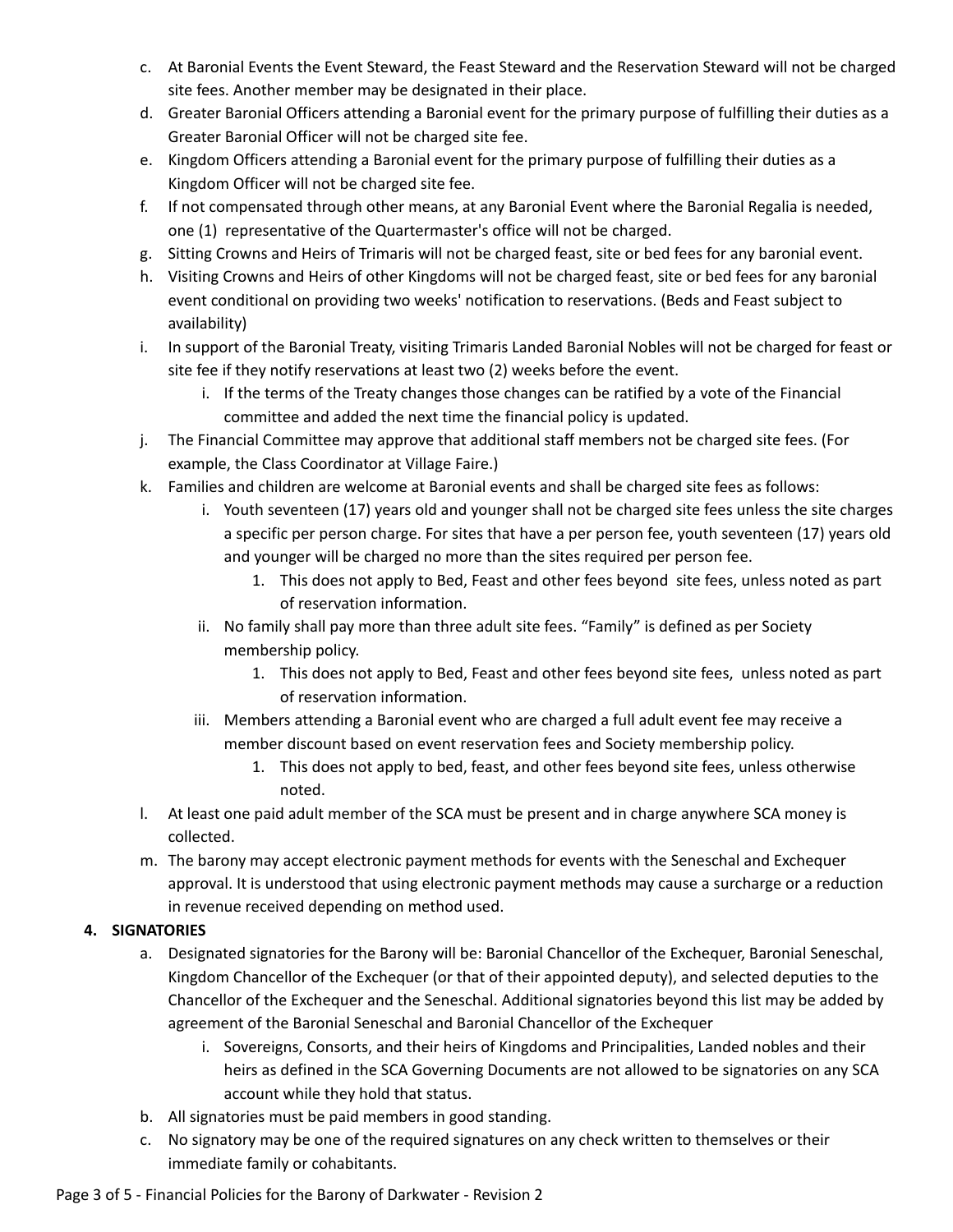c. At Baronial Events the Event Steward, the Feast Steward and the Reservation Steward will not be charged site fees. Another member may be designated in their place.
d. Greater Baronial Officers attending a Baronial event for the primary purpose of fulfilling their duties as a Greater Baronial Officer will not be charged site fee.
e. Kingdom Officers attending a Baronial event for the primary purpose of fulfilling their duties as a Kingdom Officer will not be charged site fee.
f. If not compensated through other means, at any Baronial Event where the Baronial Regalia is needed, one (1) representative of the Quartermaster's office will not be charged.
g. Sitting Crowns and Heirs of Trimaris will not be charged feast, site or bed fees for any baronial event.
h. Visiting Crowns and Heirs of other Kingdoms will not be charged feast, site or bed fees for any baronial event conditional on providing two weeks' notification to reservations. (Beds and Feast subject to availability)
i. In support of the Baronial Treaty, visiting Trimaris Landed Baronial Nobles will not be charged for feast or site fee if they notify reservations at least two (2) weeks before the event.
    i. If the terms of the Treaty changes those changes can be ratified by a vote of the Financial committee and added the next time the financial policy is updated.
j. The Financial Committee may approve that additional staff members not be charged site fees. (For example, the Class Coordinator at Village Faire.)
k. Families and children are welcome at Baronial events and shall be charged site fees as follows:
    i. Youth seventeen (17) years old and younger shall not be charged site fees unless the site charges a specific per person charge. For sites that have a per person fee, youth seventeen (17) years old and younger will be charged no more than the sites required per person fee.
        1. This does not apply to Bed, Feast and other fees beyond site fees, unless noted as part of reservation information.
    ii. No family shall pay more than three adult site fees. "Family" is defined as per Society membership policy.
        1. This does not apply to Bed, Feast and other fees beyond site fees, unless noted as part of reservation information.
    iii. Members attending a Baronial event who are charged a full adult event fee may receive a member discount based on event reservation fees and Society membership policy.
        1. This does not apply to bed, feast, and other fees beyond site fees, unless otherwise noted.
l. At least one paid adult member of the SCA must be present and in charge anywhere SCA money is collected.
m. The barony may accept electronic payment methods for events with the Seneschal and Exchequer approval. It is understood that using electronic payment methods may cause a surcharge or a reduction in revenue received depending on method used.

**4. SIGNATORIES**

a. Designated signatories for the Barony will be: Baronial Chancellor of the Exchequer, Baronial Seneschal, Kingdom Chancellor of the Exchequer (or that of their appointed deputy), and selected deputies to the Chancellor of the Exchequer and the Seneschal. Additional signatories beyond this list may be added by agreement of the Baronial Seneschal and Baronial Chancellor of the Exchequer
    i. Sovereigns, Consorts, and their heirs of Kingdoms and Principalities, Landed nobles and their heirs as defined in the SCA Governing Documents are not allowed to be signatories on any SCA account while they hold that status.
b. All signatories must be paid members in good standing.
c. No signatory may be one of the required signatures on any check written to themselves or their immediate family or cohabitants.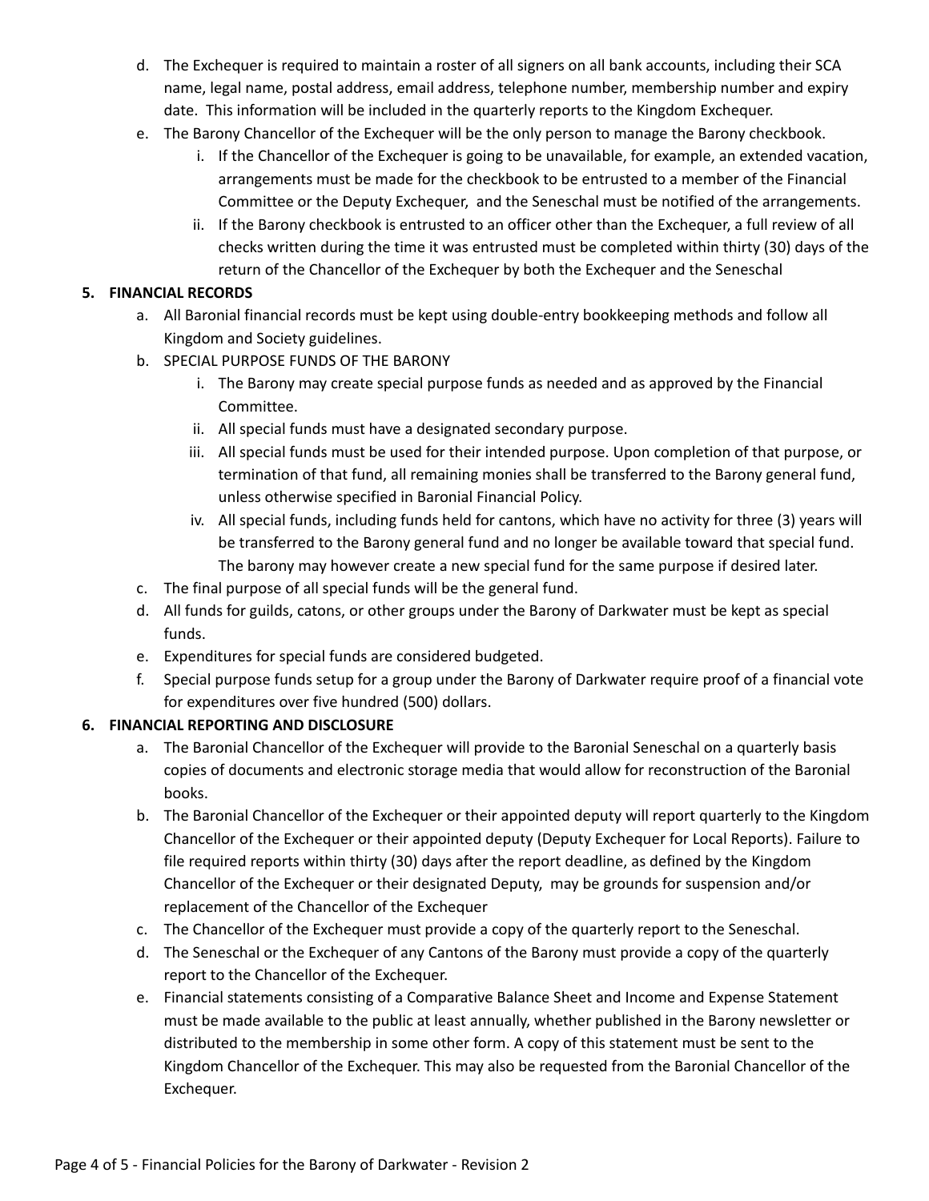d. The Exchequer is required to maintain a roster of all signers on all bank accounts, including their SCA name, legal name, postal address, email address, telephone number, membership number and expiry date. This information will be included in the quarterly reports to the Kingdom Exchequer.

e. The Barony Chancellor of the Exchequer will be the only person to manage the Barony checkbook.
   i. If the Chancellor of the Exchequer is going to be unavailable, for example, an extended vacation, arrangements must be made for the checkbook to be entrusted to a member of the Financial Committee or the Deputy Exchequer, and the Seneschal must be notified of the arrangements.
   ii. If the Barony checkbook is entrusted to an officer other than the Exchequer, a full review of all checks written during the time it was entrusted must be completed within thirty (30) days of the return of the Chancellor of the Exchequer by both the Exchequer and the Seneschal

**5. FINANCIAL RECORDS**

a. All Baronial financial records must be kept using double-entry bookkeeping methods and follow all Kingdom and Society guidelines.

b. SPECIAL PURPOSE FUNDS OF THE BARONY
   i. The Barony may create special purpose funds as needed and as approved by the Financial Committee.
   ii. All special funds must have a designated secondary purpose.
   iii. All special funds must be used for their intended purpose. Upon completion of that purpose, or termination of that fund, all remaining monies shall be transferred to the Barony general fund, unless otherwise specified in Baronial Financial Policy.
   iv. All special funds, including funds held for cantons, which have no activity for three (3) years will be transferred to the Barony general fund and no longer be available toward that special fund. The barony may however create a new special fund for the same purpose if desired later.

c. The final purpose of all special funds will be the general fund.

d. All funds for guilds, catons, or other groups under the Barony of Darkwater must be kept as special funds.

e. Expenditures for special funds are considered budgeted.

f. Special purpose funds setup for a group under the Barony of Darkwater require proof of a financial vote for expenditures over five hundred (500) dollars.

**6. FINANCIAL REPORTING AND DISCLOSURE**

a. The Baronial Chancellor of the Exchequer will provide to the Baronial Seneschal on a quarterly basis copies of documents and electronic storage media that would allow for reconstruction of the Baronial books.

b. The Baronial Chancellor of the Exchequer or their appointed deputy will report quarterly to the Kingdom Chancellor of the Exchequer or their appointed deputy (Deputy Exchequer for Local Reports). Failure to file required reports within thirty (30) days after the report deadline, as defined by the Kingdom Chancellor of the Exchequer or their designated Deputy, may be grounds for suspension and/or replacement of the Chancellor of the Exchequer

c. The Chancellor of the Exchequer must provide a copy of the quarterly report to the Seneschal.

d. The Seneschal or the Exchequer of any Cantons of the Barony must provide a copy of the quarterly report to the Chancellor of the Exchequer.

e. Financial statements consisting of a Comparative Balance Sheet and Income and Expense Statement must be made available to the public at least annually, whether published in the Barony newsletter or distributed to the membership in some other form. A copy of this statement must be sent to the Kingdom Chancellor of the Exchequer. This may also be requested from the Baronial Chancellor of the Exchequer.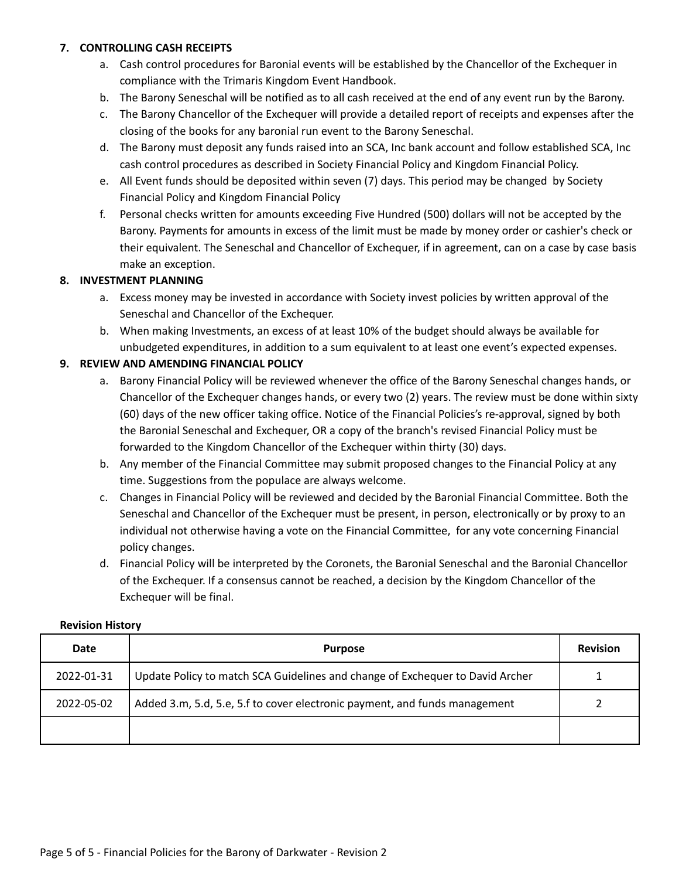## 7. CONTROLLING CASH RECEIPTS

a. Cash control procedures for Baronial events will be established by the Chancellor of the Exchequer in compliance with the Trimaris Kingdom Event Handbook.
b. The Barony Seneschal will be notified as to all cash received at the end of any event run by the Barony.
c. The Barony Chancellor of the Exchequer will provide a detailed report of receipts and expenses after the closing of the books for any baronial run event to the Barony Seneschal.
d. The Barony must deposit any funds raised into an SCA, Inc bank account and follow established SCA, Inc cash control procedures as described in Society Financial Policy and Kingdom Financial Policy.
e. All Event funds should be deposited within seven (7) days. This period may be changed by Society Financial Policy and Kingdom Financial Policy
f. Personal checks written for amounts exceeding Five Hundred (500) dollars will not be accepted by the Barony. Payments for amounts in excess of the limit must be made by money order or cashier's check or their equivalent. The Seneschal and Chancellor of Exchequer, if in agreement, can on a case by case basis make an exception.

## 8. INVESTMENT PLANNING

a. Excess money may be invested in accordance with Society invest policies by written approval of the Seneschal and Chancellor of the Exchequer.
b. When making Investments, an excess of at least 10% of the budget should always be available for unbudgeted expenditures, in addition to a sum equivalent to at least one event's expected expenses.

## 9. REVIEW AND AMENDING FINANCIAL POLICY

a. Barony Financial Policy will be reviewed whenever the office of the Barony Seneschal changes hands, or Chancellor of the Exchequer changes hands, or every two (2) years. The review must be done within sixty (60) days of the new officer taking office. Notice of the Financial Policies's re-approval, signed by both the Baronial Seneschal and Exchequer, OR a copy of the branch's revised Financial Policy must be forwarded to the Kingdom Chancellor of the Exchequer within thirty (30) days.
b. Any member of the Financial Committee may submit proposed changes to the Financial Policy at any time. Suggestions from the populace are always welcome.
c. Changes in Financial Policy will be reviewed and decided by the Baronial Financial Committee. Both the Seneschal and Chancellor of the Exchequer must be present, in person, electronically or by proxy to an individual not otherwise having a vote on the Financial Committee, for any vote concerning Financial policy changes.
d. Financial Policy will be interpreted by the Coronets, the Baronial Seneschal and the Baronial Chancellor of the Exchequer. If a consensus cannot be reached, a decision by the Kingdom Chancellor of the Exchequer will be final.

**Revision History**

| Date | Purpose | Revision |
|---|---|---|
| 2022-01-31 | Update Policy to match SCA Guidelines and change of Exchequer to David Archer | 1 |
| 2022-05-02 | Added 3.m, 5.d, 5.e, 5.f to cover electronic payment, and funds management | 2 |
| | | |